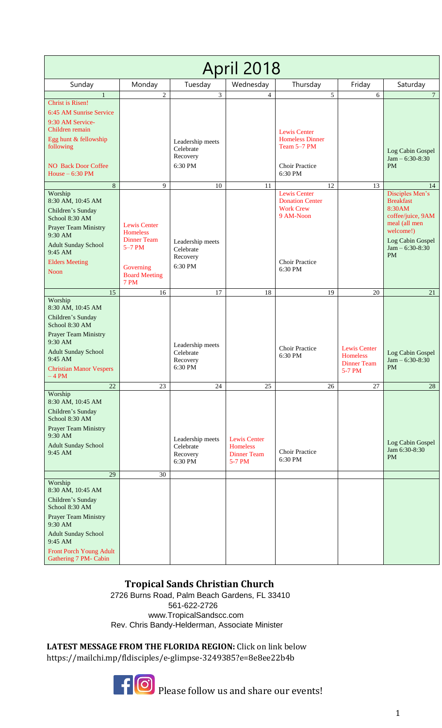# April 2018

| Sunday | Monday | Tuesday | Wednesday | Thursday | Friday | Saturday |
|---|---|---|---|---|---|---|
| 1<br>Christ is Risen!<br>6:45 AM Sunrise Service<br>9:30 AM Service- Children remain<br>Egg hunt & fellowship following<br>NO Back Door Coffee House – 6:30 PM | 2 | 3<br>Leadership meets Celebrate Recovery 6:30 PM | 4 | 5<br>Lewis Center Homeless Dinner Team 5–7 PM<br>Choir Practice 6:30 PM | 6 | 7<br>Log Cabin Gospel Jam – 6:30-8:30 PM |
| 8<br>Worship 8:30 AM, 10:45 AM<br>Children's Sunday School 8:30 AM<br>Prayer Team Ministry 9:30 AM<br>Adult Sunday School 9:45 AM<br>Elders Meeting Noon | 9<br>Lewis Center Homeless Dinner Team 5–7 PM<br>Governing Board Meeting 7 PM | 10<br>Leadership meets Celebrate Recovery 6:30 PM | 11 | 12<br>Lewis Center Donation Center Work Crew 9 AM-Noon<br>Choir Practice 6:30 PM | 13 | 14<br>Disciples Men's Breakfast 8:30AM coffee/juice, 9AM meal (all men welcome!)<br>Log Cabin Gospel Jam – 6:30-8:30 PM |
| 15<br>Worship 8:30 AM, 10:45 AM<br>Children's Sunday School 8:30 AM<br>Prayer Team Ministry 9:30 AM<br>Adult Sunday School 9:45 AM<br>Christian Manor Vespers – 4 PM | 16 | 17<br>Leadership meets Celebrate Recovery 6:30 PM | 18 | 19<br>Choir Practice 6:30 PM | 20<br>Lewis Center Homeless Dinner Team 5-7 PM | 21<br>Log Cabin Gospel Jam – 6:30-8:30 PM |
| 22<br>Worship 8:30 AM, 10:45 AM<br>Children's Sunday School 8:30 AM<br>Prayer Team Ministry 9:30 AM<br>Adult Sunday School 9:45 AM | 23 | 24<br>Leadership meets Celebrate Recovery 6:30 PM | 25<br>Lewis Center Homeless Dinner Team 5-7 PM | 26<br>Choir Practice 6:30 PM | 27 | 28<br>Log Cabin Gospel Jam 6:30-8:30 PM |
| 29<br>Worship 8:30 AM, 10:45 AM<br>Children's Sunday School 8:30 AM<br>Prayer Team Ministry 9:30 AM<br>Adult Sunday School 9:45 AM<br>Front Porch Young Adult Gathering 7 PM- Cabin | 30 | | | | | |

**Tropical Sands Christian Church**
2726 Burns Road, Palm Beach Gardens, FL 33410
561-622-2726
www.TropicalSandscc.com
Rev. Chris Bandy-Helderman, Associate Minister

**LATEST MESSAGE FROM THE FLORIDA REGION:** Click on link below
https://mailchi.mp/fldisciples/e-glimpse-3249385?e=8e8ee22b4b

Please follow us and share our events!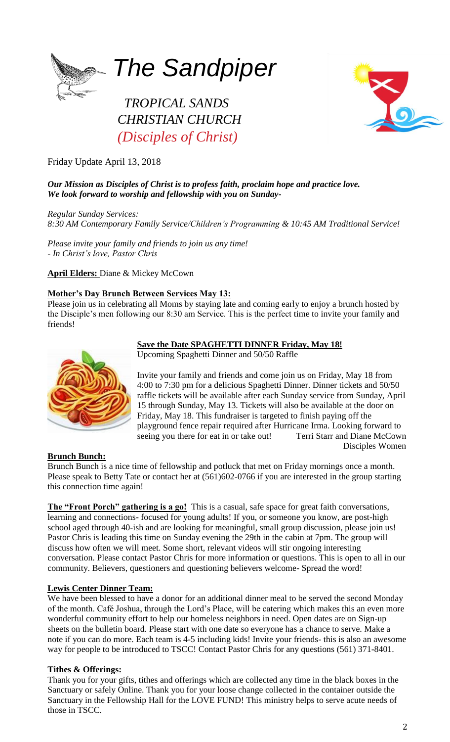# *The Sandpiper*

*TROPICAL SANDS CHRISTIAN CHURCH (Disciples of Christ)*

Friday Update April 13, 2018

***Our Mission as Disciples of Christ is to profess faith, proclaim hope and practice love. We look forward to worship and fellowship with you on Sunday-***

*Regular Sunday Services:*
*8:30 AM Contemporary Family Service/Children's Programming & 10:45 AM Traditional Service!*

*Please invite your family and friends to join us any time!*
*- In Christ's love, Pastor Chris*

**April Elders:** Diane & Mickey McCown

**Mother's Day Brunch Between Services May 13:**
Please join us in celebrating all Moms by staying late and coming early to enjoy a brunch hosted by the Disciple's men following our 8:30 am Service. This is the perfect time to invite your family and friends!

**Save the Date SPAGHETTI DINNER Friday, May 18!**
Upcoming Spaghetti Dinner and 50/50 Raffle

Invite your family and friends and come join us on Friday, May 18 from 4:00 to 7:30 pm for a delicious Spaghetti Dinner. Dinner tickets and 50/50 raffle tickets will be available after each Sunday service from Sunday, April 15 through Sunday, May 13. Tickets will also be available at the door on Friday, May 18. This fundraiser is targeted to finish paying off the playground fence repair required after Hurricane Irma. Looking forward to seeing you there for eat in or take out! Terri Starr and Diane McCown Disciples Women

**Brunch Bunch:**
Brunch Bunch is a nice time of fellowship and potluck that met on Friday mornings once a month. Please speak to Betty Tate or contact her at (561)602-0766 if you are interested in the group starting this connection time again!

**The "Front Porch" gathering is a go!** This is a casual, safe space for great faith conversations, learning and connections- focused for young adults! If you, or someone you know, are post-high school aged through 40-ish and are looking for meaningful, small group discussion, please join us! Pastor Chris is leading this time on Sunday evening the 29th in the cabin at 7pm. The group will discuss how often we will meet. Some short, relevant videos will stir ongoing interesting conversation. Please contact Pastor Chris for more information or questions. This is open to all in our community. Believers, questioners and questioning believers welcome- Spread the word!

**Lewis Center Dinner Team:**
We have been blessed to have a donor for an additional dinner meal to be served the second Monday of the month. Café Joshua, through the Lord's Place, will be catering which makes this an even more wonderful community effort to help our homeless neighbors in need. Open dates are on Sign-up sheets on the bulletin board. Please start with one date so everyone has a chance to serve. Make a note if you can do more. Each team is 4-5 including kids! Invite your friends- this is also an awesome way for people to be introduced to TSCC! Contact Pastor Chris for any questions (561) 371-8401.

**Tithes & Offerings:**
Thank you for your gifts, tithes and offerings which are collected any time in the black boxes in the Sanctuary or safely Online. Thank you for your loose change collected in the container outside the Sanctuary in the Fellowship Hall for the LOVE FUND! This ministry helps to serve acute needs of those in TSCC.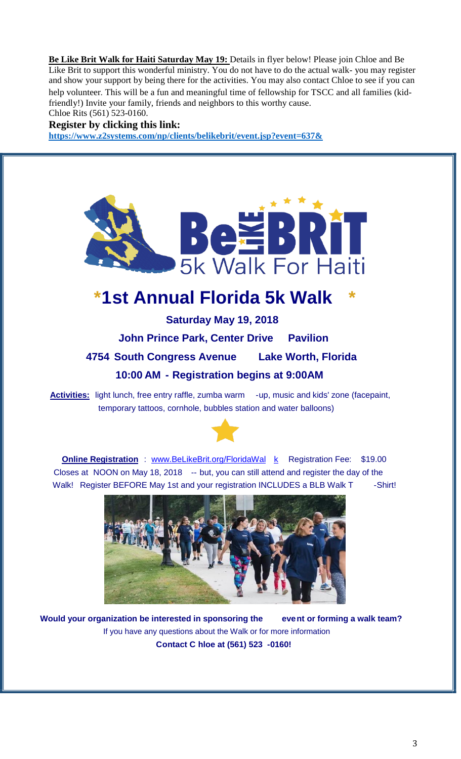**Be Like Brit Walk for Haiti Saturday May 19:** Details in flyer below! Please join Chloe and Be Like Brit to support this wonderful ministry. You do not have to do the actual walk- you may register and show your support by being there for the activities. You may also contact Chloe to see if you can help volunteer. This will be a fun and meaningful time of fellowship for TSCC and all families (kid-friendly!) Invite your family, friends and neighbors to this worthy cause.
Chloe Rits (561) 523-0160.

**Register by clicking this link:**
**https://www.z2systems.com/np/clients/belikebrit/event.jsp?event=637&**

Be LIKE BRIT
5k Walk For Haiti

# *1st Annual Florida 5k Walk *

**Saturday May 19, 2018**

**John Prince Park, Center Drive Pavilion**

**4754 South Congress Avenue Lake Worth, Florida**

**10:00 AM - Registration begins at 9:00AM**

**Activities:** light lunch, free entry raffle, zumba warm-up, music and kids' zone (facepaint, temporary tattoos, cornhole, bubbles station and water balloons)

**Online Registration**: www.BeLikeBrit.org/FloridaWalk Registration Fee: $19.00
Closes at NOON on May 18, 2018 -- but, you can still attend and register the day of the Walk! Register BEFORE May 1st and your registration INCLUDES a BLB Walk T-Shirt!

**Would your organization be interested in sponsoring the event or forming a walk team?**
If you have any questions about the Walk or for more information
**Contact Chloe at (561) 523-0160!**